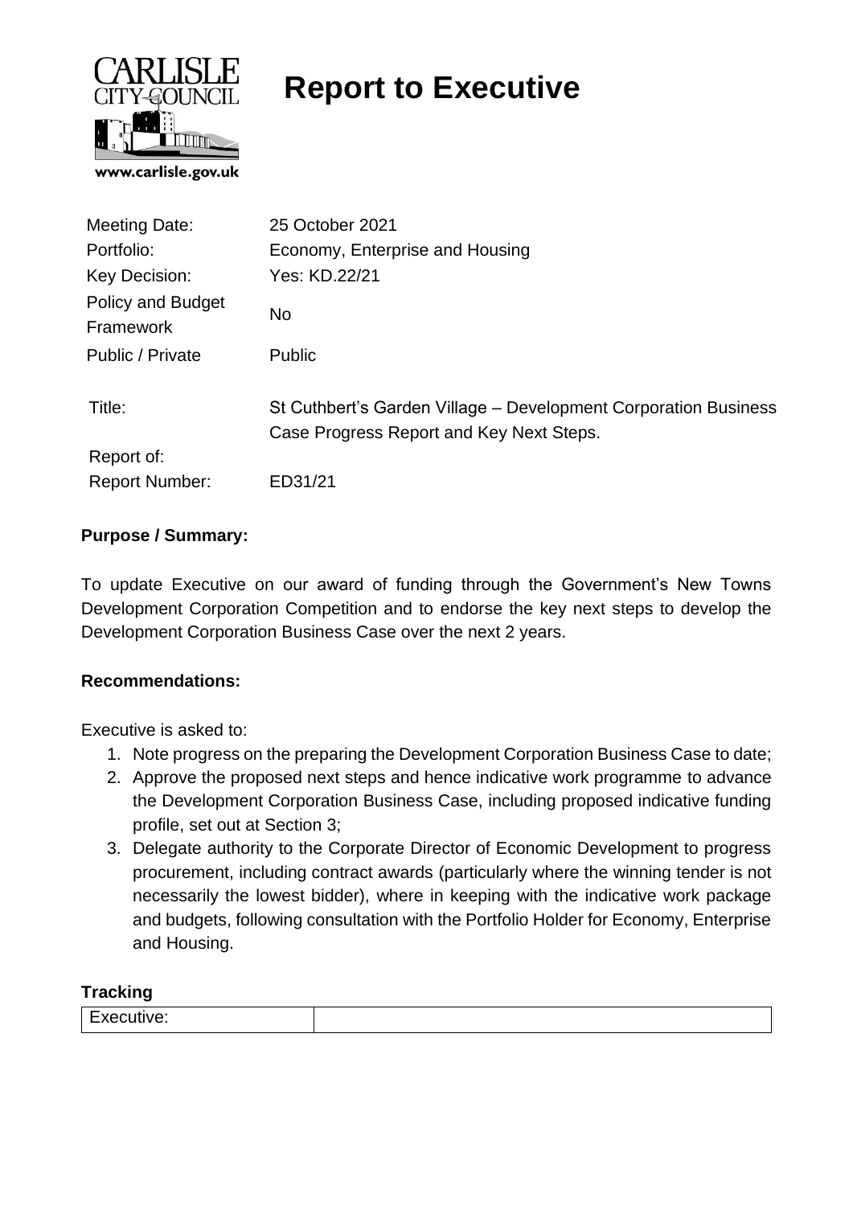# Report to Executive

| | |
|---|---|
| Meeting Date: | 25 October 2021 |
| Portfolio: | Economy, Enterprise and Housing |
| Key Decision: | Yes: KD.22/21 |
| Policy and Budget Framework | No |
| Public / Private | Public |
| Title: | St Cuthbert's Garden Village – Development Corporation Business Case Progress Report and Key Next Steps. |
| Report of: | |
| Report Number: | ED31/21 |

**Purpose / Summary:**

To update Executive on our award of funding through the Government's New Towns Development Corporation Competition and to endorse the key next steps to develop the Development Corporation Business Case over the next 2 years.

**Recommendations:**

Executive is asked to:

1. Note progress on the preparing the Development Corporation Business Case to date;
2. Approve the proposed next steps and hence indicative work programme to advance the Development Corporation Business Case, including proposed indicative funding profile, set out at Section 3;
3. Delegate authority to the Corporate Director of Economic Development to progress procurement, including contract awards (particularly where the winning tender is not necessarily the lowest bidder), where in keeping with the indicative work package and budgets, following consultation with the Portfolio Holder for Economy, Enterprise and Housing.

**Tracking**

| | |
|---|---|
| Executive: | |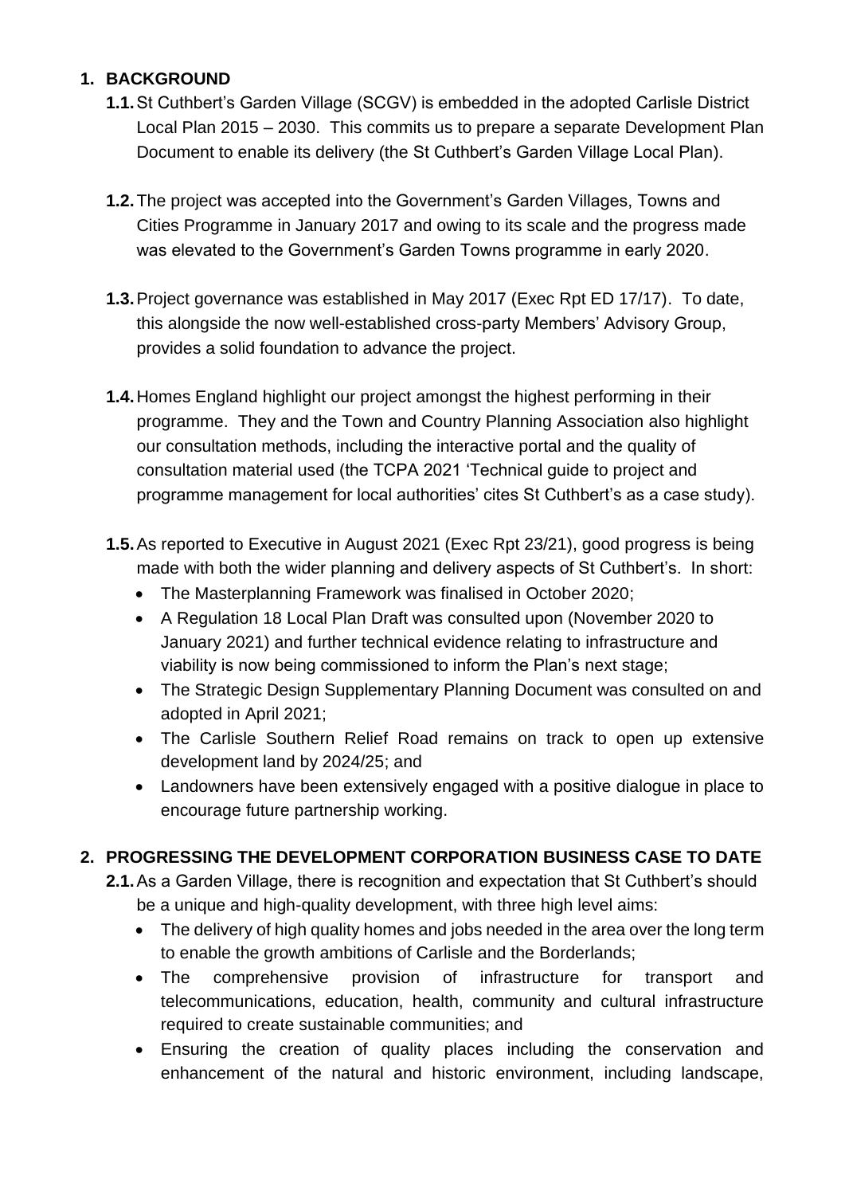## 1. BACKGROUND

**1.1.** St Cuthbert's Garden Village (SCGV) is embedded in the adopted Carlisle District Local Plan 2015 – 2030. This commits us to prepare a separate Development Plan Document to enable its delivery (the St Cuthbert's Garden Village Local Plan).

**1.2.** The project was accepted into the Government's Garden Villages, Towns and Cities Programme in January 2017 and owing to its scale and the progress made was elevated to the Government's Garden Towns programme in early 2020.

**1.3.** Project governance was established in May 2017 (Exec Rpt ED 17/17). To date, this alongside the now well-established cross-party Members' Advisory Group, provides a solid foundation to advance the project.

**1.4.** Homes England highlight our project amongst the highest performing in their programme. They and the Town and Country Planning Association also highlight our consultation methods, including the interactive portal and the quality of consultation material used (the TCPA 2021 'Technical guide to project and programme management for local authorities' cites St Cuthbert's as a case study).

**1.5.** As reported to Executive in August 2021 (Exec Rpt 23/21), good progress is being made with both the wider planning and delivery aspects of St Cuthbert's. In short:

- The Masterplanning Framework was finalised in October 2020;
- A Regulation 18 Local Plan Draft was consulted upon (November 2020 to January 2021) and further technical evidence relating to infrastructure and viability is now being commissioned to inform the Plan's next stage;
- The Strategic Design Supplementary Planning Document was consulted on and adopted in April 2021;
- The Carlisle Southern Relief Road remains on track to open up extensive development land by 2024/25; and
- Landowners have been extensively engaged with a positive dialogue in place to encourage future partnership working.

## 2. PROGRESSING THE DEVELOPMENT CORPORATION BUSINESS CASE TO DATE

**2.1.** As a Garden Village, there is recognition and expectation that St Cuthbert's should be a unique and high-quality development, with three high level aims:

- The delivery of high quality homes and jobs needed in the area over the long term to enable the growth ambitions of Carlisle and the Borderlands;
- The comprehensive provision of infrastructure for transport and telecommunications, education, health, community and cultural infrastructure required to create sustainable communities; and
- Ensuring the creation of quality places including the conservation and enhancement of the natural and historic environment, including landscape,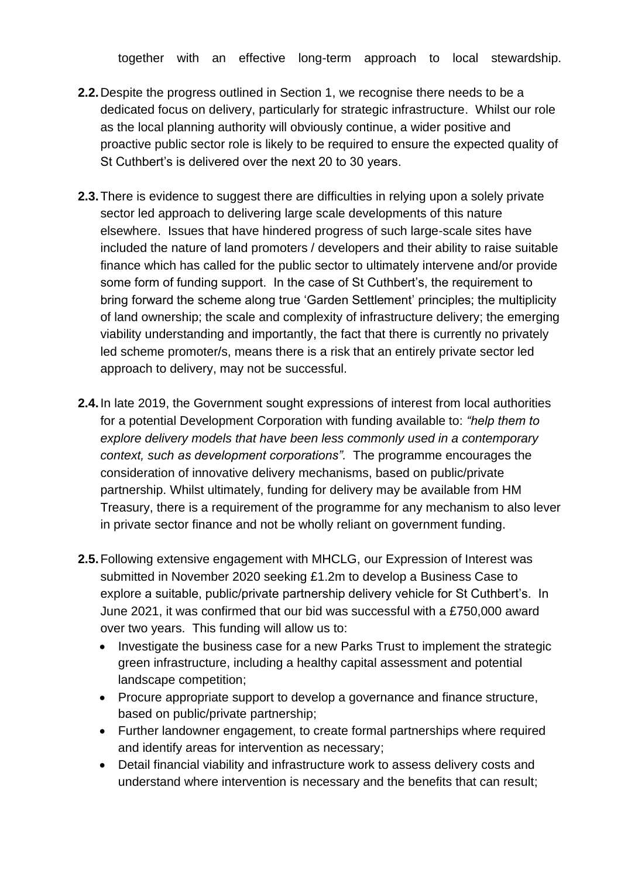together with an effective long-term approach to local stewardship.

**2.2.** Despite the progress outlined in Section 1, we recognise there needs to be a dedicated focus on delivery, particularly for strategic infrastructure. Whilst our role as the local planning authority will obviously continue, a wider positive and proactive public sector role is likely to be required to ensure the expected quality of St Cuthbert's is delivered over the next 20 to 30 years.

**2.3.** There is evidence to suggest there are difficulties in relying upon a solely private sector led approach to delivering large scale developments of this nature elsewhere. Issues that have hindered progress of such large-scale sites have included the nature of land promoters / developers and their ability to raise suitable finance which has called for the public sector to ultimately intervene and/or provide some form of funding support. In the case of St Cuthbert's, the requirement to bring forward the scheme along true 'Garden Settlement' principles; the multiplicity of land ownership; the scale and complexity of infrastructure delivery; the emerging viability understanding and importantly, the fact that there is currently no privately led scheme promoter/s, means there is a risk that an entirely private sector led approach to delivery, may not be successful.

**2.4.** In late 2019, the Government sought expressions of interest from local authorities for a potential Development Corporation with funding available to: *"help them to explore delivery models that have been less commonly used in a contemporary context, such as development corporations".* The programme encourages the consideration of innovative delivery mechanisms, based on public/private partnership. Whilst ultimately, funding for delivery may be available from HM Treasury, there is a requirement of the programme for any mechanism to also lever in private sector finance and not be wholly reliant on government funding.

**2.5.** Following extensive engagement with MHCLG, our Expression of Interest was submitted in November 2020 seeking £1.2m to develop a Business Case to explore a suitable, public/private partnership delivery vehicle for St Cuthbert's. In June 2021, it was confirmed that our bid was successful with a £750,000 award over two years. This funding will allow us to:

- Investigate the business case for a new Parks Trust to implement the strategic green infrastructure, including a healthy capital assessment and potential landscape competition;
- Procure appropriate support to develop a governance and finance structure, based on public/private partnership;
- Further landowner engagement, to create formal partnerships where required and identify areas for intervention as necessary;
- Detail financial viability and infrastructure work to assess delivery costs and understand where intervention is necessary and the benefits that can result;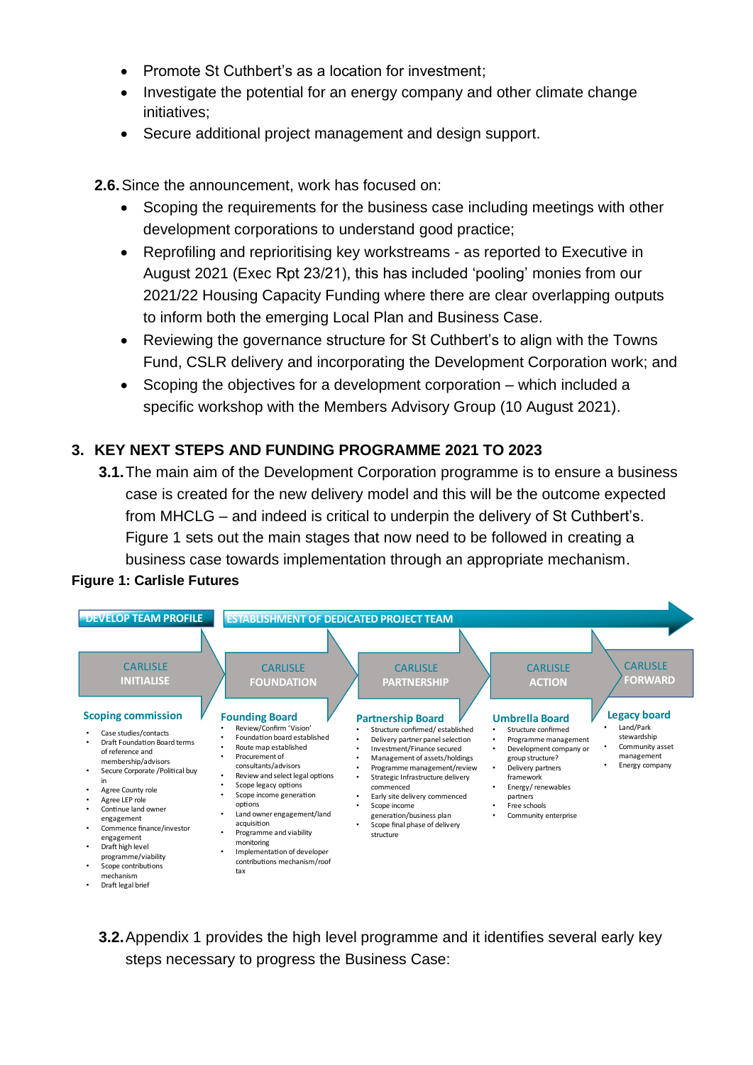- Promote St Cuthbert's as a location for investment;
- Investigate the potential for an energy company and other climate change initiatives;
- Secure additional project management and design support.

**2.6.** Since the announcement, work has focused on:

- Scoping the requirements for the business case including meetings with other development corporations to understand good practice;
- Reprofiling and reprioritising key workstreams - as reported to Executive in August 2021 (Exec Rpt 23/21), this has included 'pooling' monies from our 2021/22 Housing Capacity Funding where there are clear overlapping outputs to inform both the emerging Local Plan and Business Case.
- Reviewing the governance structure for St Cuthbert's to align with the Towns Fund, CSLR delivery and incorporating the Development Corporation work; and
- Scoping the objectives for a development corporation – which included a specific workshop with the Members Advisory Group (10 August 2021).

## 3. KEY NEXT STEPS AND FUNDING PROGRAMME 2021 TO 2023

**3.1.** The main aim of the Development Corporation programme is to ensure a business case is created for the new delivery model and this will be the outcome expected from MHCLG – and indeed is critical to underpin the delivery of St Cuthbert's. Figure 1 sets out the main stages that now need to be followed in creating a business case towards implementation through an appropriate mechanism.

**Figure 1: Carlisle Futures**

DEVELOP TEAM PROFILE → ESTABLISHMENT OF DEDICATED PROJECT TEAM

| CARLISLE INITIALISE | CARLISLE FOUNDATION | CARLISLE PARTNERSHIP | CARLISLE ACTION | CARLISLE FORWARD |
|---|---|---|---|---|
| **Scoping commission** | **Founding Board** | **Partnership Board** | **Umbrella Board** | **Legacy board** |
| • Case studies/contacts<br>• Draft Foundation Board terms of reference and membership/advisors<br>• Secure Corporate /Political buy in<br>• Agree County role<br>• Agree LEP role<br>• Continue land owner engagement<br>• Commence finance/investor engagement<br>• Draft high level programme/viability<br>• Scope contributions mechanism<br>• Draft legal brief | • Review/Confirm 'Vision'<br>• Foundation board established<br>• Route map established<br>• Procurement of consultants/advisors<br>• Review and select legal options<br>• Scope legacy options<br>• Scope income generation options<br>• Land owner engagement/land acquisition<br>• Programme and viability monitoring<br>• Implementation of developer contributions mechanism/roof tax | • Structure confirmed/ established<br>• Delivery partner panel selection<br>• Investment/Finance secured<br>• Management of assets/holdings<br>• Programme management/review<br>• Strategic Infrastructure delivery commenced<br>• Early site delivery commenced<br>• Scope income generation/business plan<br>• Scope final phase of delivery structure | • Structure confirmed<br>• Programme management<br>• Development company or group structure?<br>• Delivery partners framework<br>• Energy/ renewables partners<br>• Free schools<br>• Community enterprise | • Land/Park stewardship<br>• Community asset management<br>• Energy company |

**3.2.** Appendix 1 provides the high level programme and it identifies several early key steps necessary to progress the Business Case: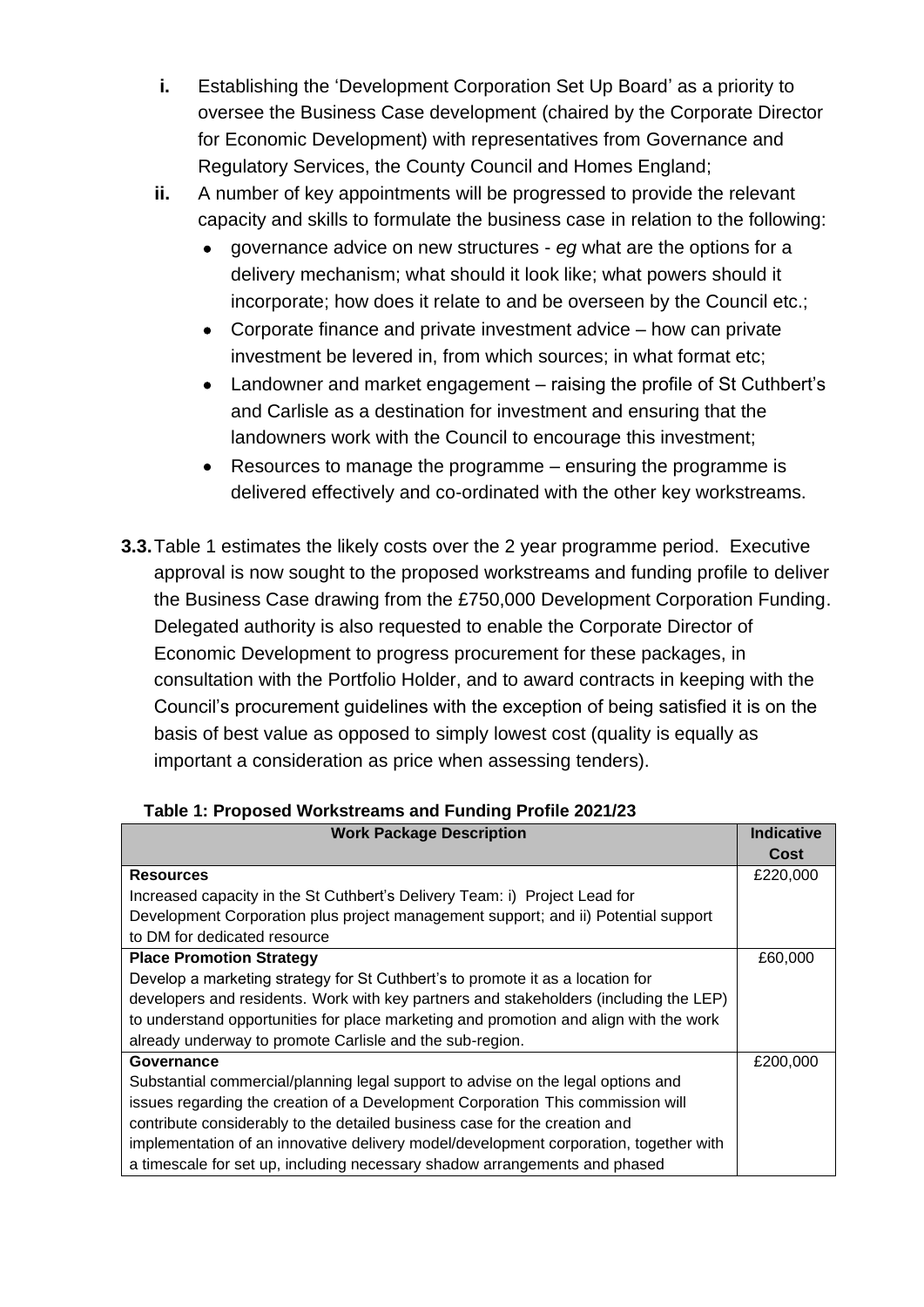i. Establishing the 'Development Corporation Set Up Board' as a priority to oversee the Business Case development (chaired by the Corporate Director for Economic Development) with representatives from Governance and Regulatory Services, the County Council and Homes England;

ii. A number of key appointments will be progressed to provide the relevant capacity and skills to formulate the business case in relation to the following:
   - governance advice on new structures - *eg* what are the options for a delivery mechanism; what should it look like; what powers should it incorporate; how does it relate to and be overseen by the Council etc.;
   - Corporate finance and private investment advice – how can private investment be levered in, from which sources; in what format etc;
   - Landowner and market engagement – raising the profile of St Cuthbert's and Carlisle as a destination for investment and ensuring that the landowners work with the Council to encourage this investment;
   - Resources to manage the programme – ensuring the programme is delivered effectively and co-ordinated with the other key workstreams.

**3.3.** Table 1 estimates the likely costs over the 2 year programme period. Executive approval is now sought to the proposed workstreams and funding profile to deliver the Business Case drawing from the £750,000 Development Corporation Funding. Delegated authority is also requested to enable the Corporate Director of Economic Development to progress procurement for these packages, in consultation with the Portfolio Holder, and to award contracts in keeping with the Council's procurement guidelines with the exception of being satisfied it is on the basis of best value as opposed to simply lowest cost (quality is equally as important a consideration as price when assessing tenders).

**Table 1: Proposed Workstreams and Funding Profile 2021/23**

| Work Package Description | Indicative Cost |
|---|---|
| **Resources**<br>Increased capacity in the St Cuthbert's Delivery Team: i) Project Lead for Development Corporation plus project management support; and ii) Potential support to DM for dedicated resource | £220,000 |
| **Place Promotion Strategy**<br>Develop a marketing strategy for St Cuthbert's to promote it as a location for developers and residents. Work with key partners and stakeholders (including the LEP) to understand opportunities for place marketing and promotion and align with the work already underway to promote Carlisle and the sub-region. | £60,000 |
| **Governance**<br>Substantial commercial/planning legal support to advise on the legal options and issues regarding the creation of a Development Corporation This commission will contribute considerably to the detailed business case for the creation and implementation of an innovative delivery model/development corporation, together with a timescale for set up, including necessary shadow arrangements and phased | £200,000 |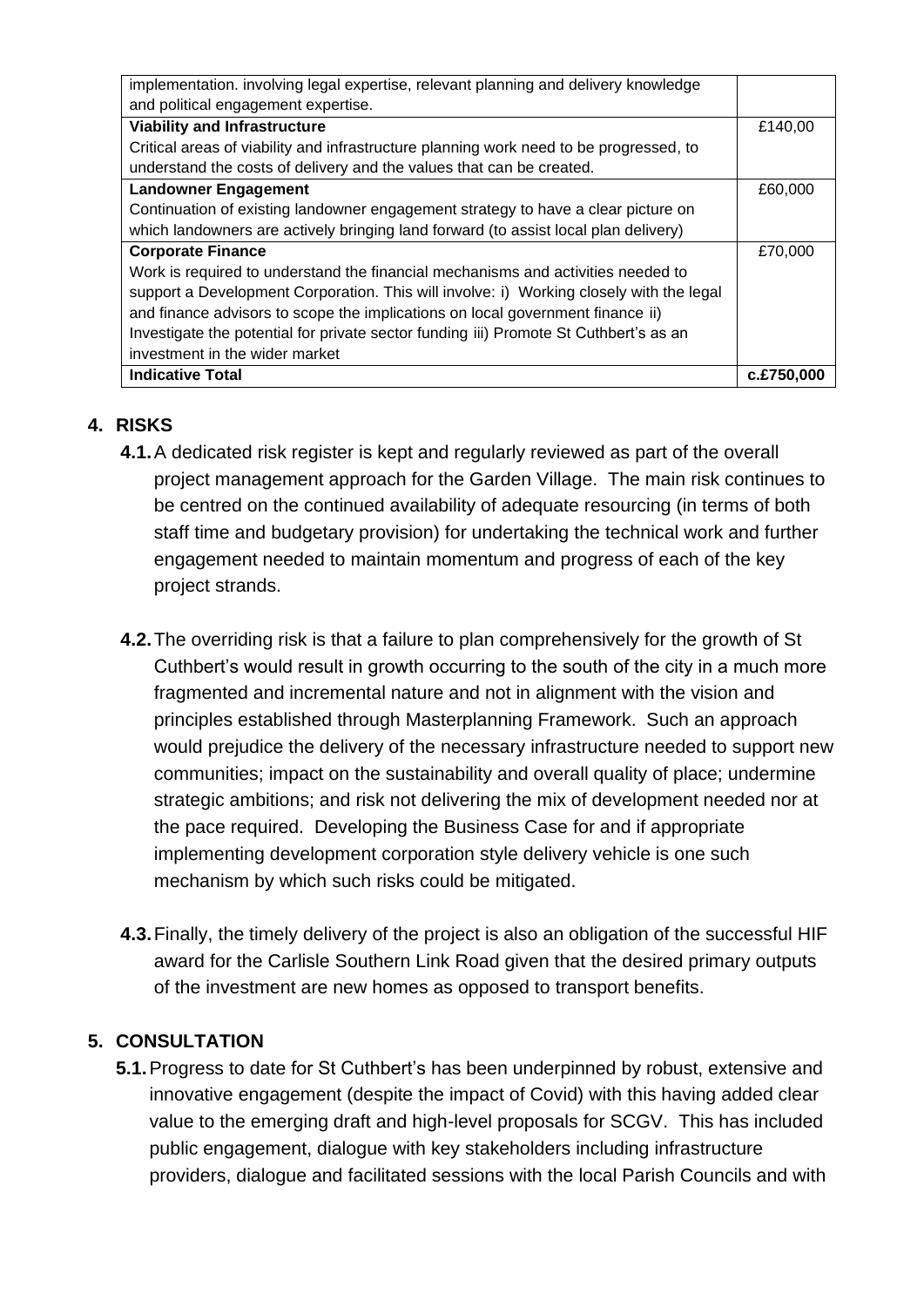| | |
|---|---|
| implementation. involving legal expertise, relevant planning and delivery knowledge and political engagement expertise. | |
| **Viability and Infrastructure**<br>Critical areas of viability and infrastructure planning work need to be progressed, to understand the costs of delivery and the values that can be created. | £140,00 |
| **Landowner Engagement**<br>Continuation of existing landowner engagement strategy to have a clear picture on which landowners are actively bringing land forward (to assist local plan delivery) | £60,000 |
| **Corporate Finance**<br>Work is required to understand the financial mechanisms and activities needed to support a Development Corporation. This will involve: i) Working closely with the legal and finance advisors to scope the implications on local government finance ii) Investigate the potential for private sector funding iii) Promote St Cuthbert's as an investment in the wider market | £70,000 |
| **Indicative Total** | **c.£750,000** |

## 4. RISKS

**4.1.** A dedicated risk register is kept and regularly reviewed as part of the overall project management approach for the Garden Village. The main risk continues to be centred on the continued availability of adequate resourcing (in terms of both staff time and budgetary provision) for undertaking the technical work and further engagement needed to maintain momentum and progress of each of the key project strands.

**4.2.** The overriding risk is that a failure to plan comprehensively for the growth of St Cuthbert's would result in growth occurring to the south of the city in a much more fragmented and incremental nature and not in alignment with the vision and principles established through Masterplanning Framework. Such an approach would prejudice the delivery of the necessary infrastructure needed to support new communities; impact on the sustainability and overall quality of place; undermine strategic ambitions; and risk not delivering the mix of development needed nor at the pace required. Developing the Business Case for and if appropriate implementing development corporation style delivery vehicle is one such mechanism by which such risks could be mitigated.

**4.3.** Finally, the timely delivery of the project is also an obligation of the successful HIF award for the Carlisle Southern Link Road given that the desired primary outputs of the investment are new homes as opposed to transport benefits.

## 5. CONSULTATION

**5.1.** Progress to date for St Cuthbert's has been underpinned by robust, extensive and innovative engagement (despite the impact of Covid) with this having added clear value to the emerging draft and high-level proposals for SCGV. This has included public engagement, dialogue with key stakeholders including infrastructure providers, dialogue and facilitated sessions with the local Parish Councils and with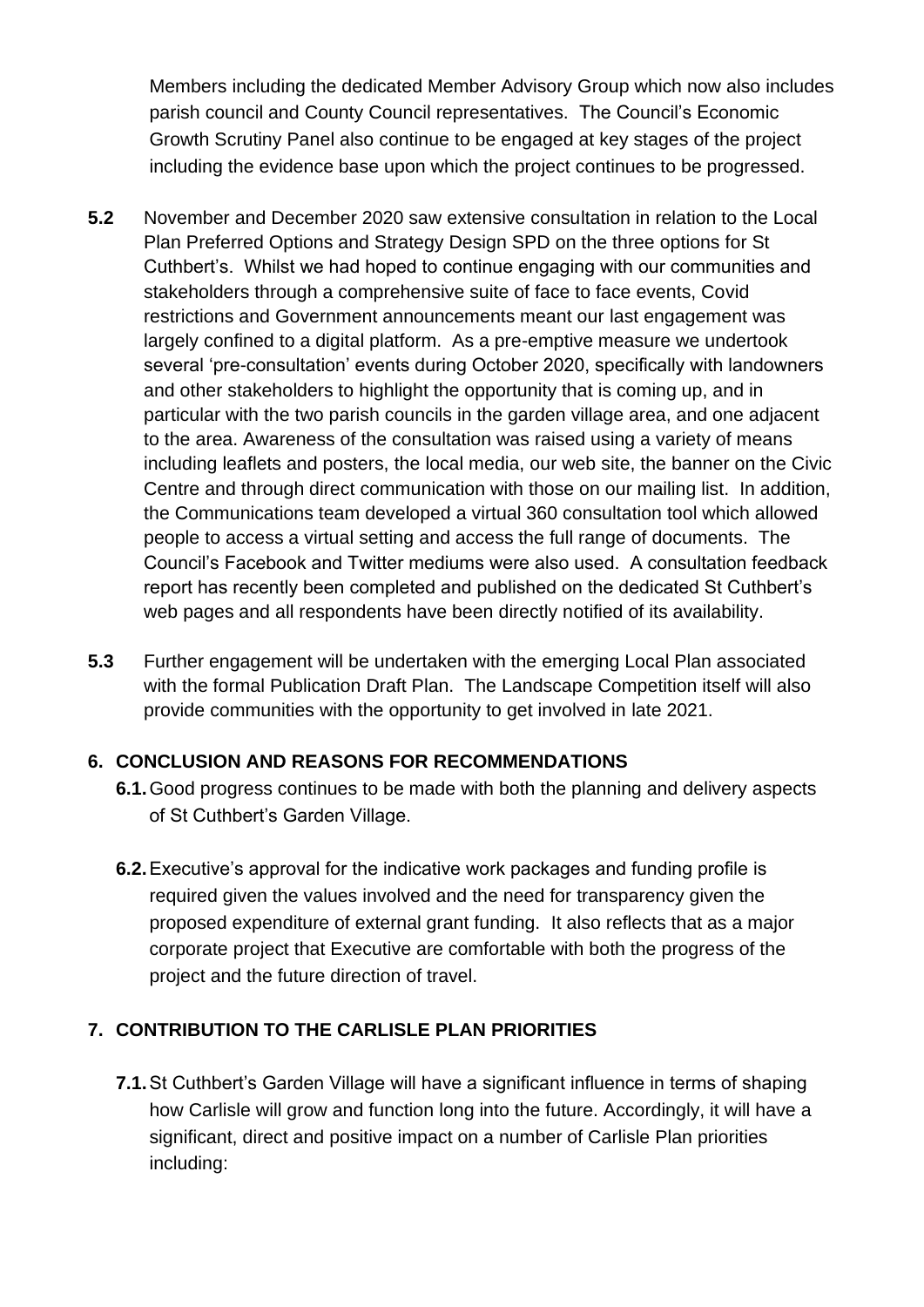Members including the dedicated Member Advisory Group which now also includes parish council and County Council representatives. The Council's Economic Growth Scrutiny Panel also continue to be engaged at key stages of the project including the evidence base upon which the project continues to be progressed.

**5.2** November and December 2020 saw extensive consultation in relation to the Local Plan Preferred Options and Strategy Design SPD on the three options for St Cuthbert's. Whilst we had hoped to continue engaging with our communities and stakeholders through a comprehensive suite of face to face events, Covid restrictions and Government announcements meant our last engagement was largely confined to a digital platform. As a pre-emptive measure we undertook several 'pre-consultation' events during October 2020, specifically with landowners and other stakeholders to highlight the opportunity that is coming up, and in particular with the two parish councils in the garden village area, and one adjacent to the area. Awareness of the consultation was raised using a variety of means including leaflets and posters, the local media, our web site, the banner on the Civic Centre and through direct communication with those on our mailing list. In addition, the Communications team developed a virtual 360 consultation tool which allowed people to access a virtual setting and access the full range of documents. The Council's Facebook and Twitter mediums were also used. A consultation feedback report has recently been completed and published on the dedicated St Cuthbert's web pages and all respondents have been directly notified of its availability.

**5.3** Further engagement will be undertaken with the emerging Local Plan associated with the formal Publication Draft Plan. The Landscape Competition itself will also provide communities with the opportunity to get involved in late 2021.

## 6. CONCLUSION AND REASONS FOR RECOMMENDATIONS

**6.1.** Good progress continues to be made with both the planning and delivery aspects of St Cuthbert's Garden Village.

**6.2.** Executive's approval for the indicative work packages and funding profile is required given the values involved and the need for transparency given the proposed expenditure of external grant funding. It also reflects that as a major corporate project that Executive are comfortable with both the progress of the project and the future direction of travel.

## 7. CONTRIBUTION TO THE CARLISLE PLAN PRIORITIES

**7.1.** St Cuthbert's Garden Village will have a significant influence in terms of shaping how Carlisle will grow and function long into the future. Accordingly, it will have a significant, direct and positive impact on a number of Carlisle Plan priorities including: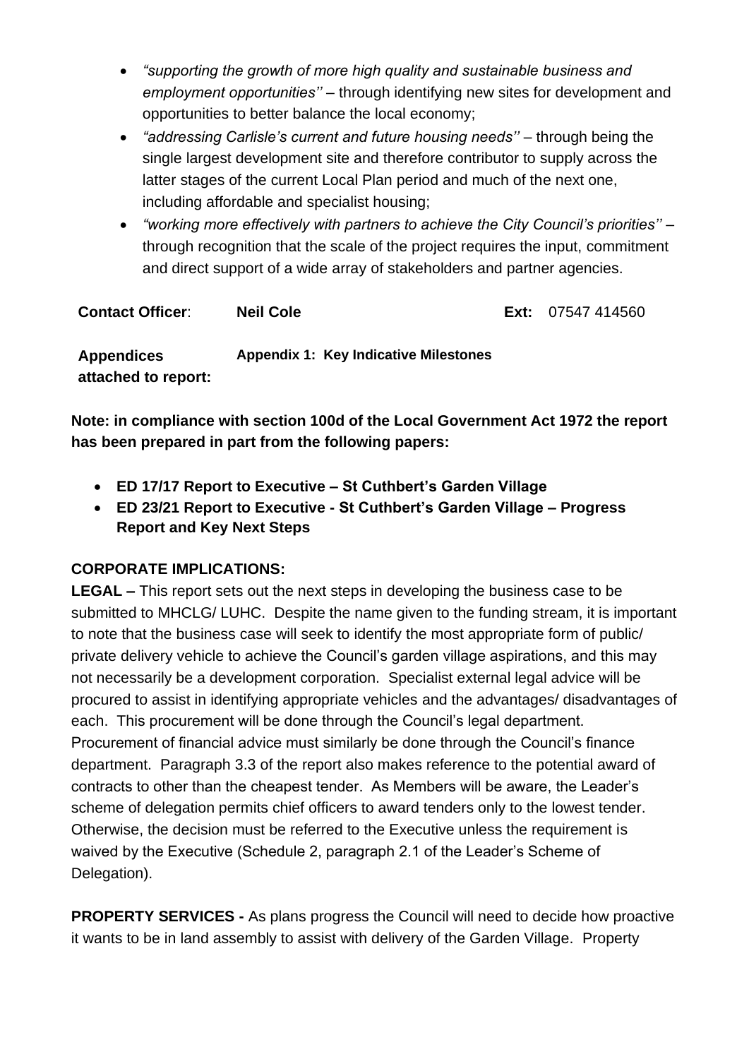- *"supporting the growth of more high quality and sustainable business and employment opportunities''* – through identifying new sites for development and opportunities to better balance the local economy;
- *"addressing Carlisle's current and future housing needs''* – through being the single largest development site and therefore contributor to supply across the latter stages of the current Local Plan period and much of the next one, including affordable and specialist housing;
- *"working more effectively with partners to achieve the City Council's priorities''* – through recognition that the scale of the project requires the input, commitment and direct support of a wide array of stakeholders and partner agencies.

| **Contact Officer**: | **Neil Cole** | **Ext:** | 07547 414560 |
|---|---|---|---|
| **Appendices attached to report:** | **Appendix 1: Key Indicative Milestones** | | |

**Note: in compliance with section 100d of the Local Government Act 1972 the report has been prepared in part from the following papers:**

- **ED 17/17 Report to Executive – St Cuthbert's Garden Village**
- **ED 23/21 Report to Executive - St Cuthbert's Garden Village – Progress Report and Key Next Steps**

**CORPORATE IMPLICATIONS:**

**LEGAL –** This report sets out the next steps in developing the business case to be submitted to MHCLG/ LUHC. Despite the name given to the funding stream, it is important to note that the business case will seek to identify the most appropriate form of public/ private delivery vehicle to achieve the Council's garden village aspirations, and this may not necessarily be a development corporation. Specialist external legal advice will be procured to assist in identifying appropriate vehicles and the advantages/ disadvantages of each. This procurement will be done through the Council's legal department. Procurement of financial advice must similarly be done through the Council's finance department. Paragraph 3.3 of the report also makes reference to the potential award of contracts to other than the cheapest tender. As Members will be aware, the Leader's scheme of delegation permits chief officers to award tenders only to the lowest tender. Otherwise, the decision must be referred to the Executive unless the requirement is waived by the Executive (Schedule 2, paragraph 2.1 of the Leader's Scheme of Delegation).

**PROPERTY SERVICES -** As plans progress the Council will need to decide how proactive it wants to be in land assembly to assist with delivery of the Garden Village. Property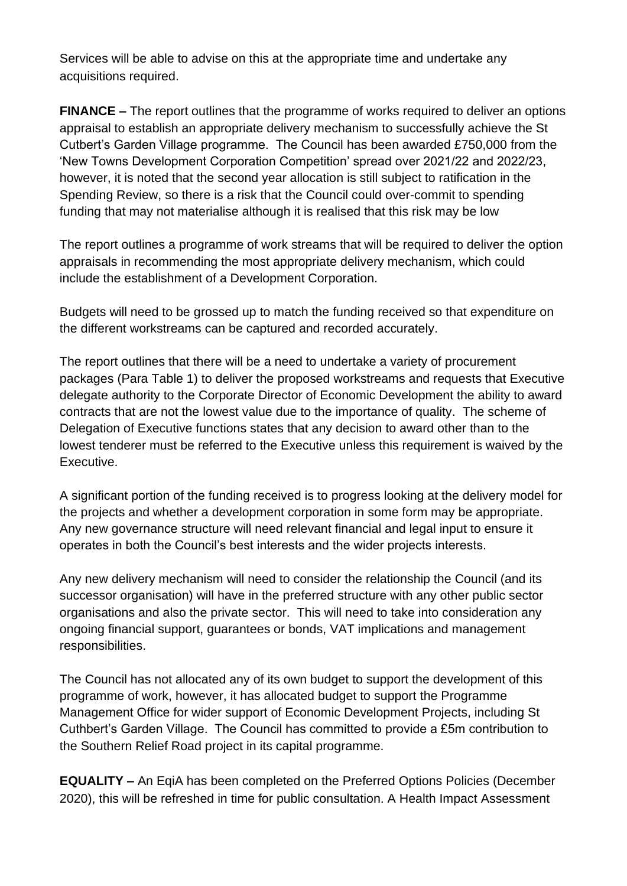Services will be able to advise on this at the appropriate time and undertake any acquisitions required.

**FINANCE –** The report outlines that the programme of works required to deliver an options appraisal to establish an appropriate delivery mechanism to successfully achieve the St Cutbert's Garden Village programme. The Council has been awarded £750,000 from the 'New Towns Development Corporation Competition' spread over 2021/22 and 2022/23, however, it is noted that the second year allocation is still subject to ratification in the Spending Review, so there is a risk that the Council could over-commit to spending funding that may not materialise although it is realised that this risk may be low

The report outlines a programme of work streams that will be required to deliver the option appraisals in recommending the most appropriate delivery mechanism, which could include the establishment of a Development Corporation.

Budgets will need to be grossed up to match the funding received so that expenditure on the different workstreams can be captured and recorded accurately.

The report outlines that there will be a need to undertake a variety of procurement packages (Para Table 1) to deliver the proposed workstreams and requests that Executive delegate authority to the Corporate Director of Economic Development the ability to award contracts that are not the lowest value due to the importance of quality. The scheme of Delegation of Executive functions states that any decision to award other than to the lowest tenderer must be referred to the Executive unless this requirement is waived by the Executive.

A significant portion of the funding received is to progress looking at the delivery model for the projects and whether a development corporation in some form may be appropriate. Any new governance structure will need relevant financial and legal input to ensure it operates in both the Council's best interests and the wider projects interests.

Any new delivery mechanism will need to consider the relationship the Council (and its successor organisation) will have in the preferred structure with any other public sector organisations and also the private sector. This will need to take into consideration any ongoing financial support, guarantees or bonds, VAT implications and management responsibilities.

The Council has not allocated any of its own budget to support the development of this programme of work, however, it has allocated budget to support the Programme Management Office for wider support of Economic Development Projects, including St Cuthbert's Garden Village. The Council has committed to provide a £5m contribution to the Southern Relief Road project in its capital programme.

**EQUALITY –** An EqiA has been completed on the Preferred Options Policies (December 2020), this will be refreshed in time for public consultation. A Health Impact Assessment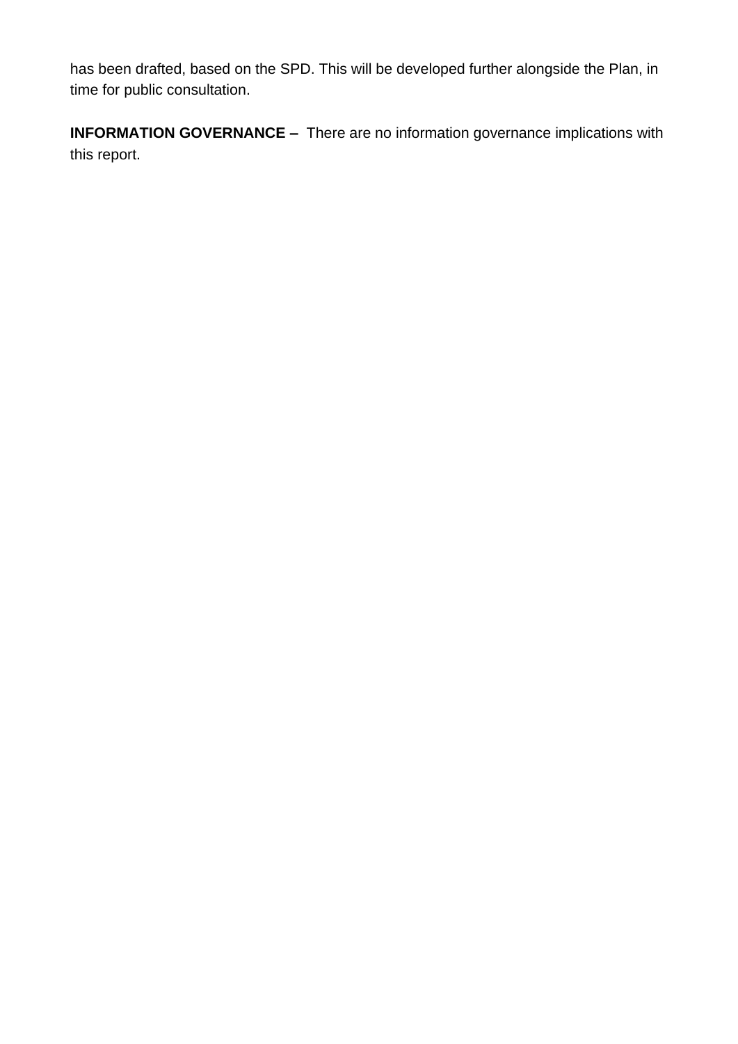has been drafted, based on the SPD. This will be developed further alongside the Plan, in time for public consultation.

**INFORMATION GOVERNANCE –** There are no information governance implications with this report.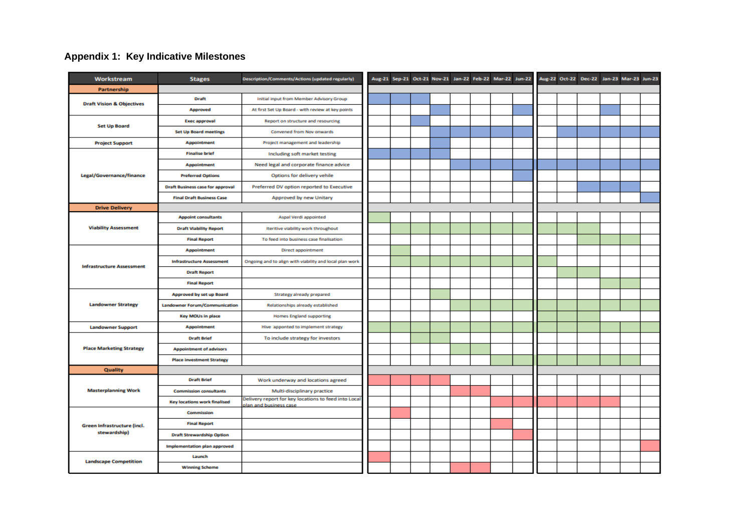## Appendix 1: Key Indicative Milestones

Shaded cells in the timeline columns are marked ■.

| Workstream | Stages | Description/Comments/Actions (updated regularly) | Aug-21 | Sep-21 | Oct-21 | Nov-21 | Jan-22 | Feb-22 | Mar-22 | Jun-22 | Aug-22 | Oct-22 | Dec-22 | Jan-23 | Mar-23 | Jun-23 |
|---|---|---|---|---|---|---|---|---|---|---|---|---|---|---|---|---|
| **Partnership** | | | | | | | | | | | | | | | | |
| Draft Vision & Objectives | Draft | Initial input from Member Advisory Group | ■ | ■ | ■ | | | | | | | | | | | |
| | Approved | At first Set Up Board - with review at key points | | | | ■ | | | | ■ | | | | ■ | | |
| Set Up Board | Exec approval | Report on structure and resourcing | | | ■ | | | | | | | | | | | |
| | Set Up Board meetings | Convened from Nov onwards | | | | ■ | ■ | ■ | ■ | ■ | | ■ | ■ | ■ | ■ | ■ |
| Project Support | Appointment | Project management and leadership | | | | ■ | | | | | | | | | | |
| Legal/Governance/finance | Finalise brief | Including soft market testing | ■ | ■ | ■ | ■ | | | | | | | | | | |
| | Appointment | Need legal and corporate finance advice | | | | | ■ | ■ | ■ | ■ | ■ | ■ | ■ | ■ | ■ | ■ |
| | Preferred Options | Options for delivery vehile | | | | | | | | ■ | | | | | | |
| | Draft Business case for approval | Preferred DV option reported to Executive | | | | | | | | | | | ■ | ■ | ■ | |
| | Final Draft Business Case | Approved by new Unitary | | | | | | | | | | | | | | ■ |
| **Drive Delivery** | | | | | | | | | | | | | | | | |
| Viability Assessment | Appoint consultants | Aspal Verdi appointed | ■ | | | | | | | | | | | | | |
| | Draft Viability Report | Iteritive viability work throughout | | ■ | ■ | ■ | ■ | ■ | ■ | ■ | ■ | ■ | ■ | | | |
| | Final Report | To feed into business case finalisation | | | | | | | | | | | ■ | ■ | ■ | |
| Infrastructure Assessment | Appointment | Direct appointment | | ■ | | | | | | | | | | | | |
| | Infrastructure Assessment | Ongoing and to align with viability and local plan work | | ■ | ■ | ■ | ■ | ■ | ■ | ■ | ■ | | | | | |
| | Draft Report | | | | | | | | | | | ■ | ■ | | | |
| | Final Report | | | | | | | | | | | | | ■ | ■ | |
| Landowner Strategy | Approved by set up Board | Strategy already prepared | | | | ■ | | | | | | | | | | |
| | Landowner Forum/Communication | Relationships already established | | | | | ■ | ■ | ■ | ■ | ■ | ■ | ■ | ■ | ■ | ■ |
| | Key MOUs in place | Homes England supporting | | | | | | | | | ■ | ■ | ■ | | | |
| Landowner Support | Appointment | Hive apponted to implement strategy | ■ | ■ | ■ | ■ | ■ | ■ | ■ | ■ | ■ | ■ | ■ | ■ | ■ | ■ |
| Place Marketing Strategy | Draft Brief | To include strategy for investors | | | ■ | ■ | | | | | | | | | | |
| | Appointment of advisors | | | | | | ■ | ■ | | | | | | | | |
| | Place investment Strategy | | | | | | | | ■ | ■ | ■ | ■ | ■ | ■ | ■ | |
| **Quality** | | | | | | | | | | | | | | | | |
| Masterplanning Work | Draft Brief | Work underway and locations agreed | ■ | ■ | ■ | ■ | | | | | | | | | | |
| | Commission consultants | Multi-disciplinary practice | | | | | ■ | ■ | | | | | | | | |
| | Key locations work finalised | Delivery report for key locations to feed into Local plan and business case | | | | | | | ■ | ■ | ■ | ■ | ■ | ■ | | |
| Green Infrastructure (incl. stewardship) | Commission | | | ■ | | | | | | | | | | | | |
| | Final Report | | | | | | | | ■ | | | | | | | |
| | Draft Strewardship Option | | | | | | | | | ■ | | | | | | |
| | Implementation plan approved | | | | | | | | | | | | | | | ■ |
| Landscape Competition | Launch | | ■ | | | | | | | | | | | | | |
| | Winning Scheme | | | | | | ■ | ■ | | | | | | | | |